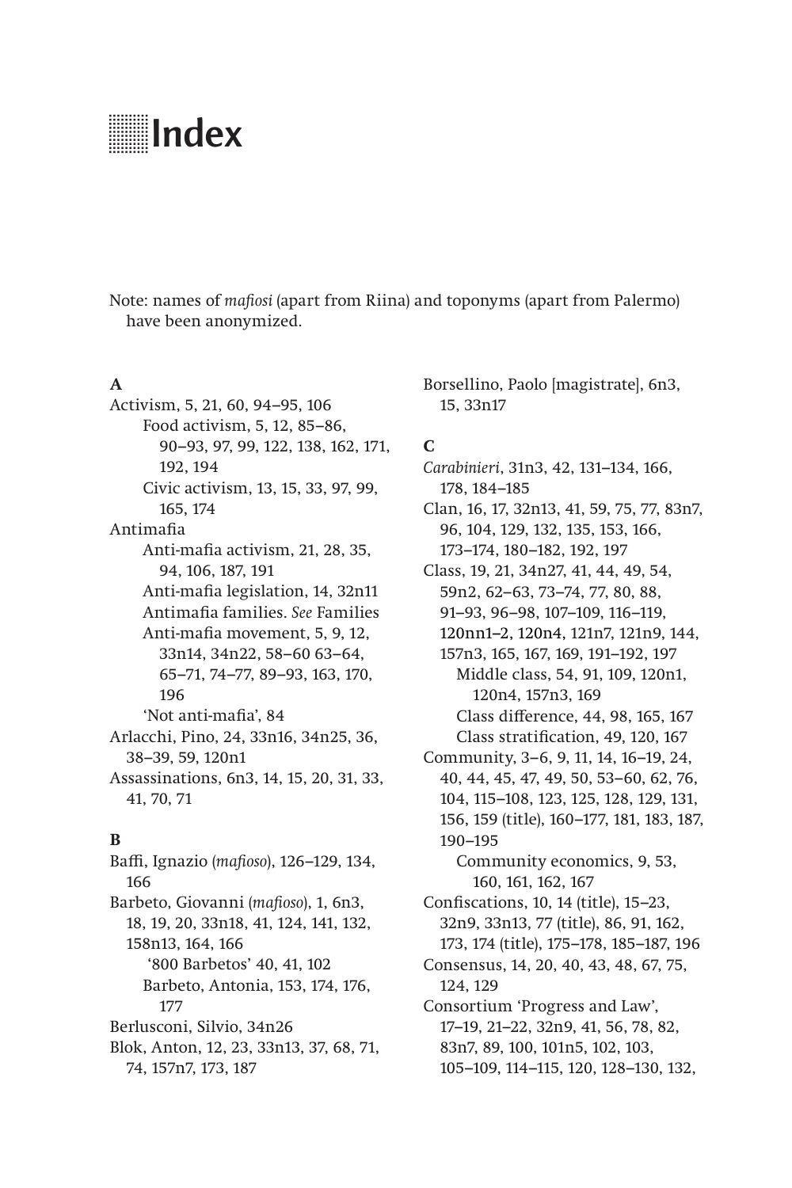# Index

Note: names of *mafiosi* (apart from Riina) and toponyms (apart from Palermo) have been anonymized.

**A**

Activism, 5, 21, 60, 94–95, 106
  Food activism, 5, 12, 85–86, 90–93, 97, 99, 122, 138, 162, 171, 192, 194
  Civic activism, 13, 15, 33, 97, 99, 165, 174
Antimafia
  Anti-mafia activism, 21, 28, 35, 94, 106, 187, 191
  Anti-mafia legislation, 14, 32n11
  Antimafia families. *See* Families
  Anti-mafia movement, 5, 9, 12, 33n14, 34n22, 58–60 63–64, 65–71, 74–77, 89–93, 163, 170, 196
  'Not anti-mafia', 84
Arlacchi, Pino, 24, 33n16, 34n25, 36, 38–39, 59, 120n1
Assassinations, 6n3, 14, 15, 20, 31, 33, 41, 70, 71

**B**

Baffi, Ignazio (*mafioso*), 126–129, 134, 166
Barbeto, Giovanni (*mafioso*), 1, 6n3, 18, 19, 20, 33n18, 41, 124, 141, 132, 158n13, 164, 166
  '800 Barbetos' 40, 41, 102
  Barbeto, Antonia, 153, 174, 176, 177
Berlusconi, Silvio, 34n26
Blok, Anton, 12, 23, 33n13, 37, 68, 71, 74, 157n7, 173, 187
Borsellino, Paolo [magistrate], 6n3, 15, 33n17

**C**

*Carabinieri*, 31n3, 42, 131–134, 166, 178, 184–185
Clan, 16, 17, 32n13, 41, 59, 75, 77, 83n7, 96, 104, 129, 132, 135, 153, 166, 173–174, 180–182, 192, 197
Class, 19, 21, 34n27, 41, 44, 49, 54, 59n2, 62–63, 73–74, 77, 80, 88, 91–93, 96–98, 107–109, 116–119, 120nn1–2, 120n4, 121n7, 121n9, 144, 157n3, 165, 167, 169, 191–192, 197
  Middle class, 54, 91, 109, 120n1, 120n4, 157n3, 169
  Class difference, 44, 98, 165, 167
  Class stratification, 49, 120, 167
Community, 3–6, 9, 11, 14, 16–19, 24, 40, 44, 45, 47, 49, 50, 53–60, 62, 76, 104, 115–108, 123, 125, 128, 129, 131, 156, 159 (title), 160–177, 181, 183, 187, 190–195
  Community economics, 9, 53, 160, 161, 162, 167
Confiscations, 10, 14 (title), 15–23, 32n9, 33n13, 77 (title), 86, 91, 162, 173, 174 (title), 175–178, 185–187, 196
Consensus, 14, 20, 40, 43, 48, 67, 75, 124, 129
Consortium 'Progress and Law', 17–19, 21–22, 32n9, 41, 56, 78, 82, 83n7, 89, 100, 101n5, 102, 103, 105–109, 114–115, 120, 128–130, 132,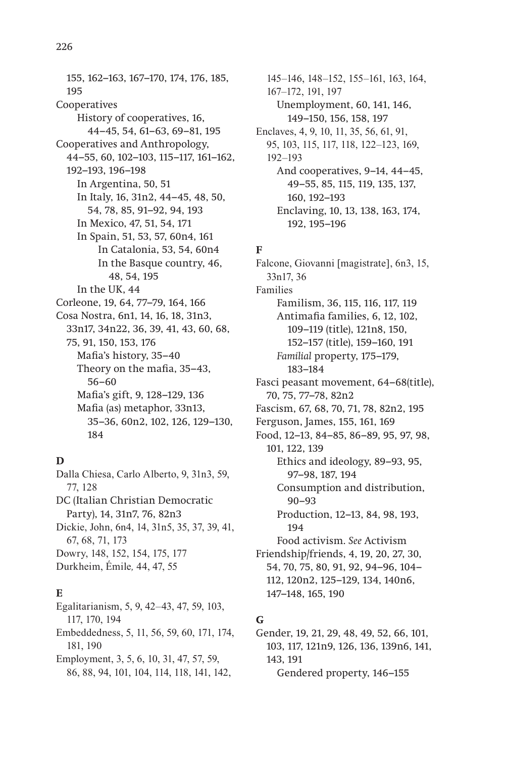155, 162–163, 167–170, 174, 176, 185, 195

Cooperatives
- History of cooperatives, 16, 44–45, 54, 61–63, 69–81, 195

Cooperatives and Anthropology, 44–55, 60, 102–103, 115–117, 161–162, 192–193, 196–198
- In Argentina, 50, 51
- In Italy, 16, 31n2, 44–45, 48, 50, 54, 78, 85, 91–92, 94, 193
- In Mexico, 47, 51, 54, 171
- In Spain, 51, 53, 57, 60n4, 161
  - In Catalonia, 53, 54, 60n4
  - In the Basque country, 46, 48, 54, 195
- In the UK, 44

Corleone, 19, 64, 77–79, 164, 166

Cosa Nostra, 6n1, 14, 16, 18, 31n3, 33n17, 34n22, 36, 39, 41, 43, 60, 68, 75, 91, 150, 153, 176
- Mafia's history, 35–40
- Theory on the mafia, 35–43, 56–60
- Mafia's gift, 9, 128–129, 136
- Mafia (as) metaphor, 33n13, 35–36, 60n2, 102, 126, 129–130, 184

**D**

Dalla Chiesa, Carlo Alberto, 9, 31n3, 59, 77, 128

DC (Italian Christian Democratic Party), 14, 31n7, 76, 82n3

Dickie, John, 6n4, 14, 31n5, 35, 37, 39, 41, 67, 68, 71, 173

Dowry, 148, 152, 154, 175, 177

Durkheim, Émile, 44, 47, 55

**E**

Egalitarianism, 5, 9, 42–43, 47, 59, 103, 117, 170, 194

Embeddedness, 5, 11, 56, 59, 60, 171, 174, 181, 190

Employment, 3, 5, 6, 10, 31, 47, 57, 59, 86, 88, 94, 101, 104, 114, 118, 141, 142, 145–146, 148–152, 155–161, 163, 164, 167–172, 191, 197
- Unemployment, 60, 141, 146, 149–150, 156, 158, 197

Enclaves, 4, 9, 10, 11, 35, 56, 61, 91, 95, 103, 115, 117, 118, 122–123, 169, 192–193
- And cooperatives, 9–14, 44–45, 49–55, 85, 115, 119, 135, 137, 160, 192–193
- Enclaving, 10, 13, 138, 163, 174, 192, 195–196

**F**

Falcone, Giovanni [magistrate], 6n3, 15, 33n17, 36

Families
- Familism, 36, 115, 116, 117, 119
- Antimafia families, 6, 12, 102, 109–119 (title), 121n8, 150, 152–157 (title), 159–160, 191
- *Familial* property, 175–179, 183–184

Fasci peasant movement, 64–68(title), 70, 75, 77–78, 82n2

Fascism, 67, 68, 70, 71, 78, 82n2, 195

Ferguson, James, 155, 161, 169

Food, 12–13, 84–85, 86–89, 95, 97, 98, 101, 122, 139
- Ethics and ideology, 89–93, 95, 97–98, 187, 194
- Consumption and distribution, 90–93
- Production, 12–13, 84, 98, 193, 194
- Food activism. *See* Activism

Friendship/friends, 4, 19, 20, 27, 30, 54, 70, 75, 80, 91, 92, 94–96, 104–112, 120n2, 125–129, 134, 140n6, 147–148, 165, 190

**G**

Gender, 19, 21, 29, 48, 49, 52, 66, 101, 103, 117, 121n9, 126, 136, 139n6, 141, 143, 191
- Gendered property, 146–155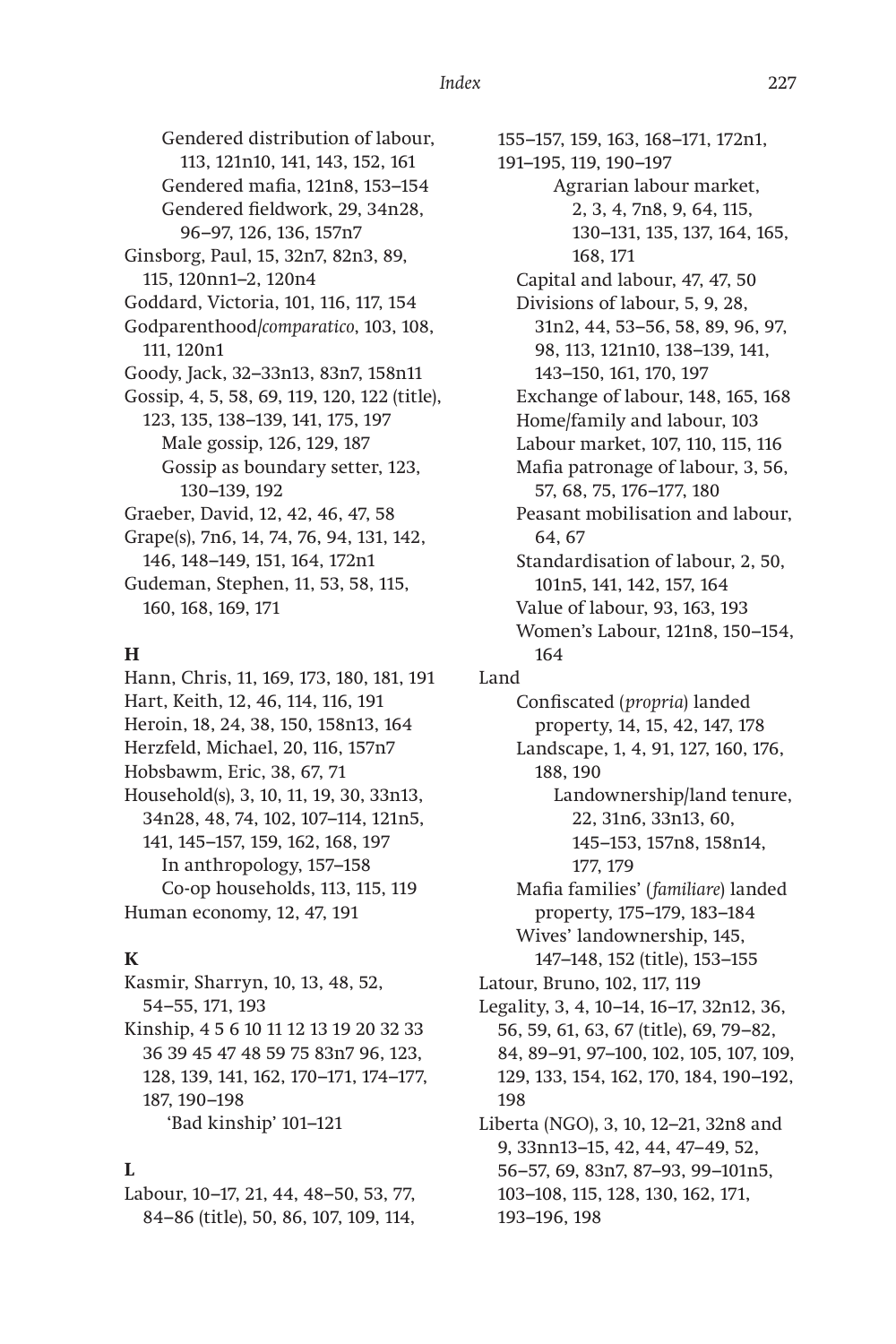Gendered distribution of labour, 113, 121n10, 141, 143, 152, 161
Gendered mafia, 121n8, 153–154
Gendered fieldwork, 29, 34n28, 96–97, 126, 136, 157n7

Ginsborg, Paul, 15, 32n7, 82n3, 89, 115, 120nn1–2, 120n4
Goddard, Victoria, 101, 116, 117, 154
Godparenthood/*comparatico*, 103, 108, 111, 120n1
Goody, Jack, 32–33n13, 83n7, 158n11
Gossip, 4, 5, 58, 69, 119, 120, 122 (title), 123, 135, 138–139, 141, 175, 197
Male gossip, 126, 129, 187
Gossip as boundary setter, 123, 130–139, 192

Graeber, David, 12, 42, 46, 47, 58
Grape(s), 7n6, 14, 74, 76, 94, 131, 142, 146, 148–149, 151, 164, 172n1
Gudeman, Stephen, 11, 53, 58, 115, 160, 168, 169, 171

**H**

Hann, Chris, 11, 169, 173, 180, 181, 191
Hart, Keith, 12, 46, 114, 116, 191
Heroin, 18, 24, 38, 150, 158n13, 164
Herzfeld, Michael, 20, 116, 157n7
Hobsbawm, Eric, 38, 67, 71
Household(s), 3, 10, 11, 19, 30, 33n13, 34n28, 48, 74, 102, 107–114, 121n5, 141, 145–157, 159, 162, 168, 197
In anthropology, 157–158
Co-op households, 113, 115, 119

Human economy, 12, 47, 191

**K**

Kasmir, Sharryn, 10, 13, 48, 52, 54–55, 171, 193
Kinship, 4 5 6 10 11 12 13 19 20 32 33 36 39 45 47 48 59 75 83n7 96, 123, 128, 139, 141, 162, 170–171, 174–177, 187, 190–198
'Bad kinship' 101–121

**L**

Labour, 10–17, 21, 44, 48–50, 53, 77, 84–86 (title), 50, 86, 107, 109, 114, 155–157, 159, 163, 168–171, 172n1, 191–195, 119, 190–197
Agrarian labour market, 2, 3, 4, 7n8, 9, 64, 115, 130–131, 135, 137, 164, 165, 168, 171
Capital and labour, 47, 47, 50
Divisions of labour, 5, 9, 28, 31n2, 44, 53–56, 58, 89, 96, 97, 98, 113, 121n10, 138–139, 141, 143–150, 161, 170, 197
Exchange of labour, 148, 165, 168
Home/family and labour, 103
Labour market, 107, 110, 115, 116
Mafia patronage of labour, 3, 56, 57, 68, 75, 176–177, 180
Peasant mobilisation and labour, 64, 67
Standardisation of labour, 2, 50, 101n5, 141, 142, 157, 164
Value of labour, 93, 163, 193
Women's Labour, 121n8, 150–154, 164

Land
Confiscated (*propria*) landed property, 14, 15, 42, 147, 178
Landscape, 1, 4, 91, 127, 160, 176, 188, 190
Landownership/land tenure, 22, 31n6, 33n13, 60, 145–153, 157n8, 158n14, 177, 179
Mafia families' (*familiare*) landed property, 175–179, 183–184
Wives' landownership, 145, 147–148, 152 (title), 153–155

Latour, Bruno, 102, 117, 119
Legality, 3, 4, 10–14, 16–17, 32n12, 36, 56, 59, 61, 63, 67 (title), 69, 79–82, 84, 89–91, 97–100, 102, 105, 107, 109, 129, 133, 154, 162, 170, 184, 190–192, 198
Liberta (NGO), 3, 10, 12–21, 32n8 and 9, 33nn13–15, 42, 44, 47–49, 52, 56–57, 69, 83n7, 87–93, 99–101n5, 103–108, 115, 128, 130, 162, 171, 193–196, 198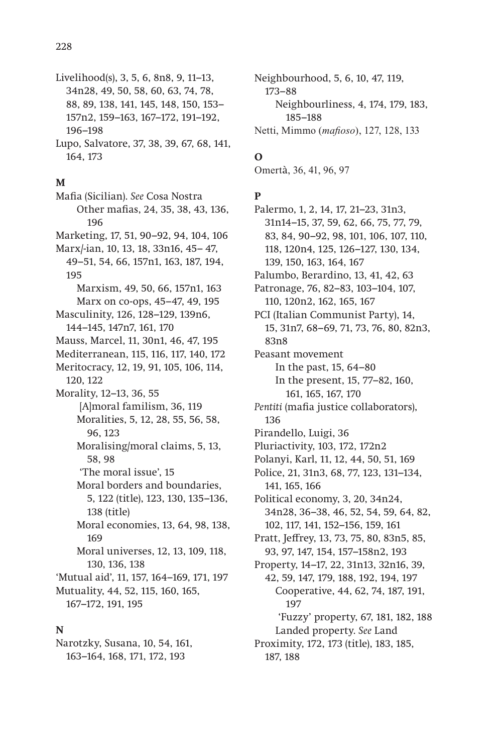Livelihood(s), 3, 5, 6, 8n8, 9, 11–13, 34n28, 49, 50, 58, 60, 63, 74, 78, 88, 89, 138, 141, 145, 148, 150, 153–157n2, 159–163, 167–172, 191–192, 196–198

Lupo, Salvatore, 37, 38, 39, 67, 68, 141, 164, 173

**M**

Mafia (Sicilian). *See* Cosa Nostra
- Other mafias, 24, 35, 38, 43, 136, 196

Marketing, 17, 51, 90–92, 94, 104, 106

Marx/-ian, 10, 13, 18, 33n16, 45–47, 49–51, 54, 66, 157n1, 163, 187, 194, 195
- Marxism, 49, 50, 66, 157n1, 163
- Marx on co-ops, 45–47, 49, 195

Masculinity, 126, 128–129, 139n6, 144–145, 147n7, 161, 170

Mauss, Marcel, 11, 30n1, 46, 47, 195

Mediterranean, 115, 116, 117, 140, 172

Meritocracy, 12, 19, 91, 105, 106, 114, 120, 122

Morality, 12–13, 36, 55
- [A]moral familism, 36, 119
- Moralities, 5, 12, 28, 55, 56, 58, 96, 123
- Moralising/moral claims, 5, 13, 58, 98
- 'The moral issue', 15
- Moral borders and boundaries, 5, 122 (title), 123, 130, 135–136, 138 (title)
- Moral economies, 13, 64, 98, 138, 169
- Moral universes, 12, 13, 109, 118, 130, 136, 138

'Mutual aid', 11, 157, 164–169, 171, 197

Mutuality, 44, 52, 115, 160, 165, 167–172, 191, 195

**N**

Narotzky, Susana, 10, 54, 161, 163–164, 168, 171, 172, 193

Neighbourhood, 5, 6, 10, 47, 119, 173–88
- Neighbourliness, 4, 174, 179, 183, 185–188

Netti, Mimmo (*mafioso*), 127, 128, 133

**O**

Omertà, 36, 41, 96, 97

**P**

Palermo, 1, 2, 14, 17, 21–23, 31n3, 31n14–15, 37, 59, 62, 66, 75, 77, 79, 83, 84, 90–92, 98, 101, 106, 107, 110, 118, 120n4, 125, 126–127, 130, 134, 139, 150, 163, 164, 167

Palumbo, Berardino, 13, 41, 42, 63

Patronage, 76, 82–83, 103–104, 107, 110, 120n2, 162, 165, 167

PCI (Italian Communist Party), 14, 15, 31n7, 68–69, 71, 73, 76, 80, 82n3, 83n8

Peasant movement
- In the past, 15, 64–80
- In the present, 15, 77–82, 160, 161, 165, 167, 170

*Pentiti* (mafia justice collaborators), 136

Pirandello, Luigi, 36

Pluriactivity, 103, 172, 172n2

Polanyi, Karl, 11, 12, 44, 50, 51, 169

Police, 21, 31n3, 68, 77, 123, 131–134, 141, 165, 166

Political economy, 3, 20, 34n24, 34n28, 36–38, 46, 52, 54, 59, 64, 82, 102, 117, 141, 152–156, 159, 161

Pratt, Jeffrey, 13, 73, 75, 80, 83n5, 85, 93, 97, 147, 154, 157–158n2, 193

Property, 14–17, 22, 31n13, 32n16, 39, 42, 59, 147, 179, 188, 192, 194, 197
- Cooperative, 44, 62, 74, 187, 191, 197
- 'Fuzzy' property, 67, 181, 182, 188
- Landed property. *See* Land

Proximity, 172, 173 (title), 183, 185, 187, 188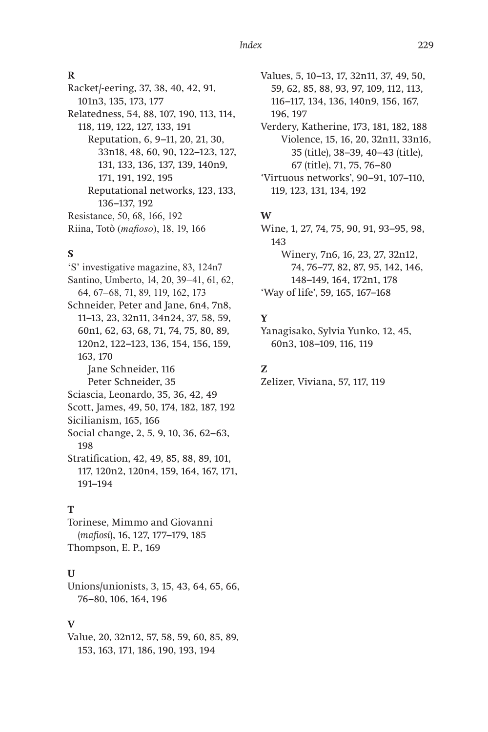## R

Racket/-eering, 37, 38, 40, 42, 91, 101n3, 135, 173, 177

Relatedness, 54, 88, 107, 190, 113, 114, 118, 119, 122, 127, 133, 191

- Reputation, 6, 9–11, 20, 21, 30, 33n18, 48, 60, 90, 122–123, 127, 131, 133, 136, 137, 139, 140n9, 171, 191, 192, 195
- Reputational networks, 123, 133, 136–137, 192

Resistance, 50, 68, 166, 192

Riina, Totò (*mafioso*), 18, 19, 166

## S

'S' investigative magazine, 83, 124n7

Santino, Umberto, 14, 20, 39–41, 61, 62, 64, 67–68, 71, 89, 119, 162, 173

Schneider, Peter and Jane, 6n4, 7n8, 11–13, 23, 32n11, 34n24, 37, 58, 59, 60n1, 62, 63, 68, 71, 74, 75, 80, 89, 120n2, 122–123, 136, 154, 156, 159, 163, 170

- Jane Schneider, 116
- Peter Schneider, 35

Sciascia, Leonardo, 35, 36, 42, 49

Scott, James, 49, 50, 174, 182, 187, 192

Sicilianism, 165, 166

Social change, 2, 5, 9, 10, 36, 62–63, 198

Stratification, 42, 49, 85, 88, 89, 101, 117, 120n2, 120n4, 159, 164, 167, 171, 191–194

## T

Torinese, Mimmo and Giovanni (*mafiosi*), 16, 127, 177–179, 185

Thompson, E. P., 169

## U

Unions/unionists, 3, 15, 43, 64, 65, 66, 76–80, 106, 164, 196

## V

Value, 20, 32n12, 57, 58, 59, 60, 85, 89, 153, 163, 171, 186, 190, 193, 194

Values, 5, 10–13, 17, 32n11, 37, 49, 50, 59, 62, 85, 88, 93, 97, 109, 112, 113, 116–117, 134, 136, 140n9, 156, 167, 196, 197

Verdery, Katherine, 173, 181, 182, 188

- Violence, 15, 16, 20, 32n11, 33n16, 35 (title), 38–39, 40–43 (title), 67 (title), 71, 75, 76–80

'Virtuous networks', 90–91, 107–110, 119, 123, 131, 134, 192

## W

Wine, 1, 27, 74, 75, 90, 91, 93–95, 98, 143

- Winery, 7n6, 16, 23, 27, 32n12, 74, 76–77, 82, 87, 95, 142, 146, 148–149, 164, 172n1, 178

'Way of life', 59, 165, 167–168

## Y

Yanagisako, Sylvia Yunko, 12, 45, 60n3, 108–109, 116, 119

## Z

Zelizer, Viviana, 57, 117, 119